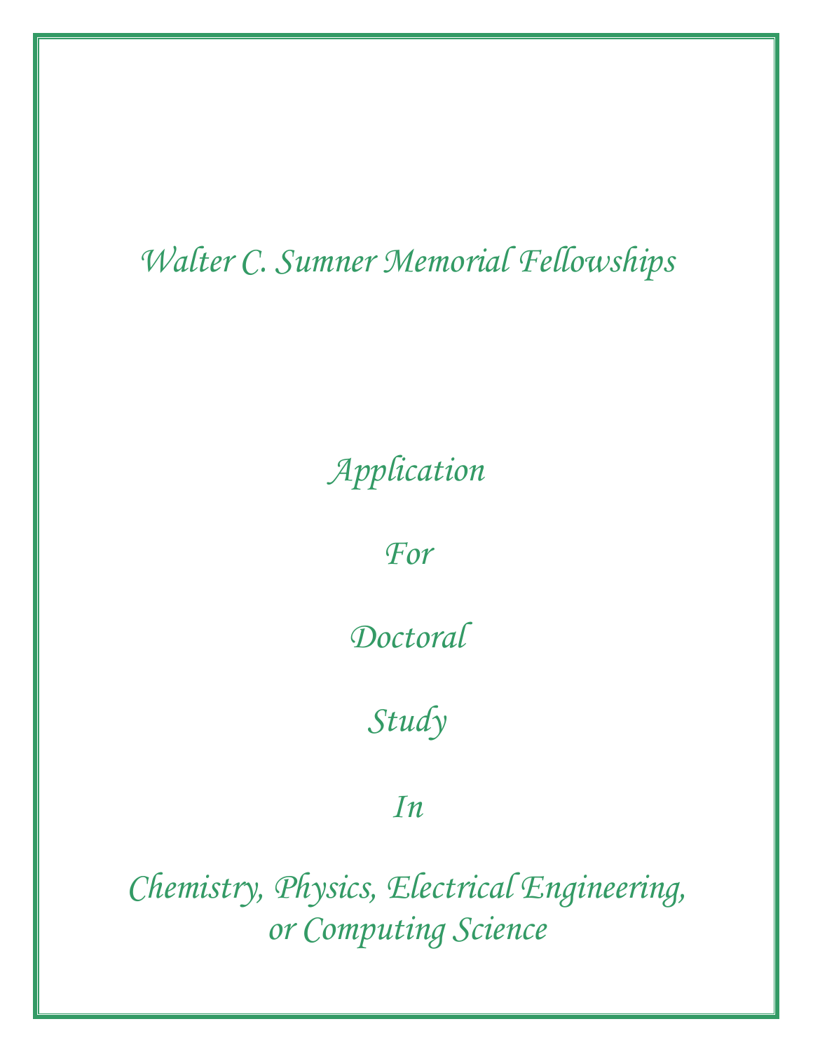# Walter C. Sumner Memorial Fellowships

## Application

## For

## Doctoral

## Study

## In

## Chemistry, Physics, Electrical Engineering, or Computing Science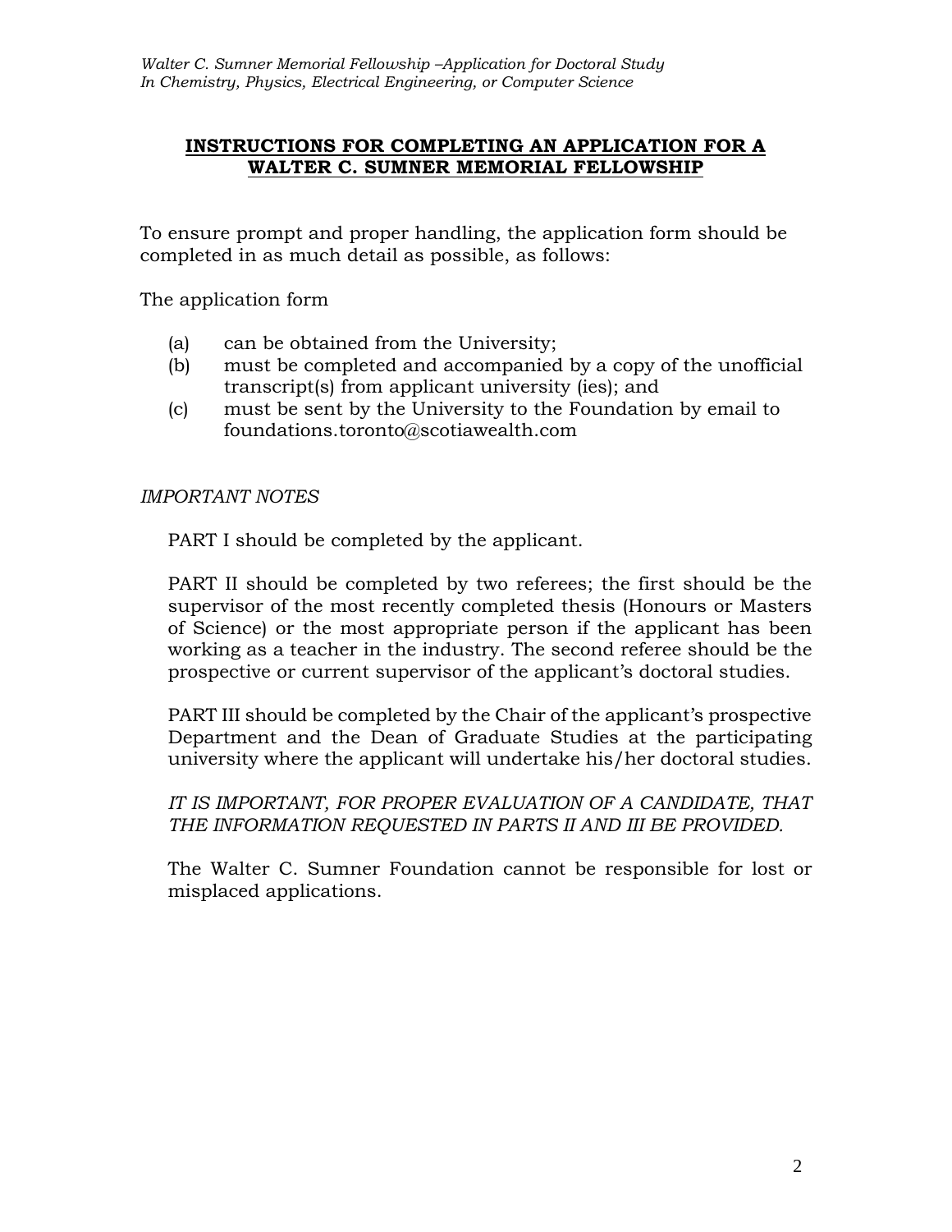## INSTRUCTIONS FOR COMPLETING AN APPLICATION FOR A WALTER C. SUMNER MEMORIAL FELLOWSHIP

To ensure prompt and proper handling, the application form should be completed in as much detail as possible, as follows:

The application form

(a) can be obtained from the University;

(b) must be completed and accompanied by a copy of the unofficial transcript(s) from applicant university (ies); and

(c) must be sent by the University to the Foundation by email to foundations.toronto@scotiawealth.com

*IMPORTANT NOTES*

PART I should be completed by the applicant.

PART II should be completed by two referees; the first should be the supervisor of the most recently completed thesis (Honours or Masters of Science) or the most appropriate person if the applicant has been working as a teacher in the industry. The second referee should be the prospective or current supervisor of the applicant's doctoral studies.

PART III should be completed by the Chair of the applicant's prospective Department and the Dean of Graduate Studies at the participating university where the applicant will undertake his/her doctoral studies.

*IT IS IMPORTANT, FOR PROPER EVALUATION OF A CANDIDATE, THAT THE INFORMATION REQUESTED IN PARTS II AND III BE PROVIDED.*

The Walter C. Sumner Foundation cannot be responsible for lost or misplaced applications.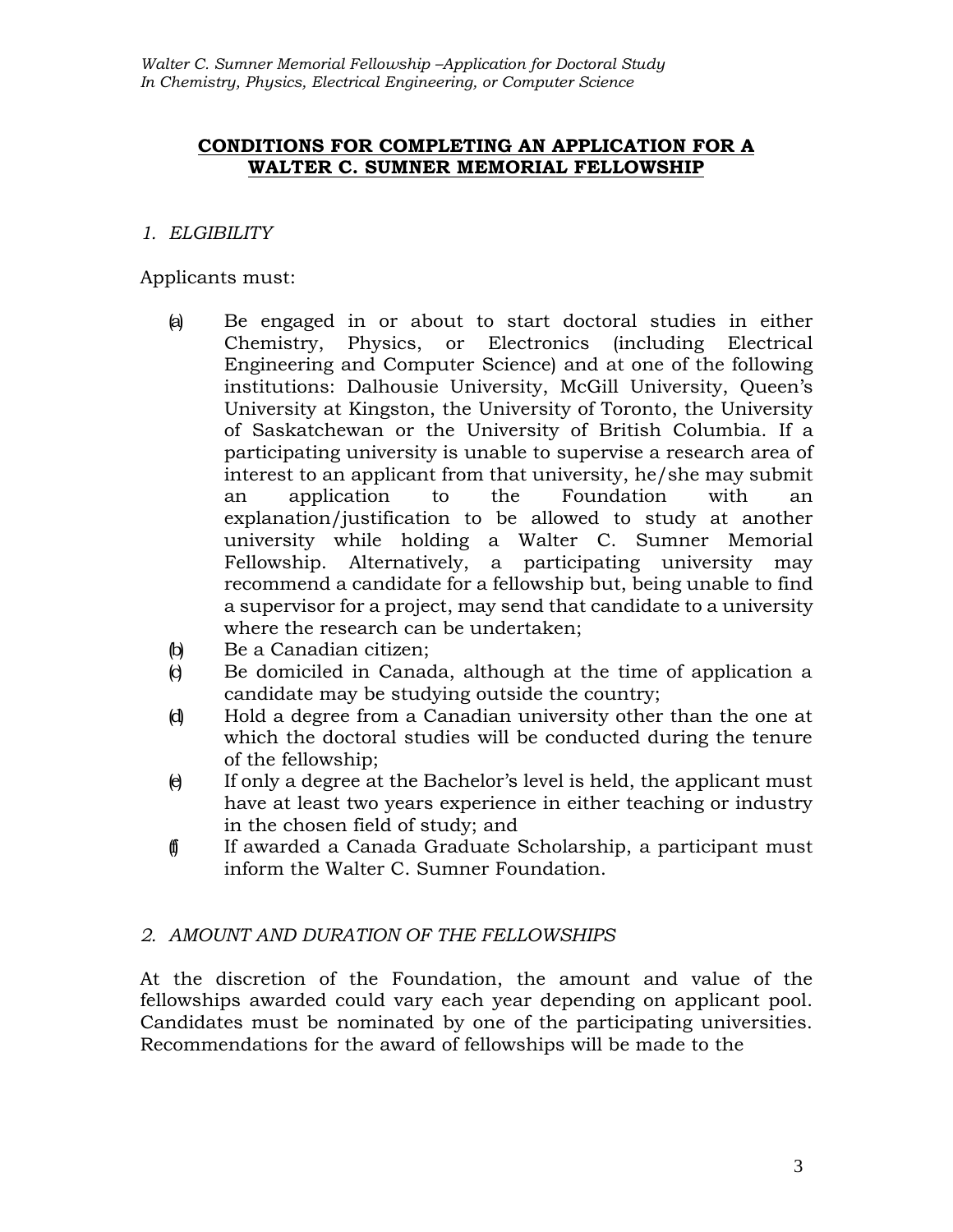## CONDITIONS FOR COMPLETING AN APPLICATION FOR A WALTER C. SUMNER MEMORIAL FELLOWSHIP

### *1. ELGIBILITY*

Applicants must:

(a) Be engaged in or about to start doctoral studies in either Chemistry, Physics, or Electronics (including Electrical Engineering and Computer Science) and at one of the following institutions: Dalhousie University, McGill University, Queen's University at Kingston, the University of Toronto, the University of Saskatchewan or the University of British Columbia. If a participating university is unable to supervise a research area of interest to an applicant from that university, he/she may submit an application to the Foundation with an explanation/justification to be allowed to study at another university while holding a Walter C. Sumner Memorial Fellowship. Alternatively, a participating university may recommend a candidate for a fellowship but, being unable to find a supervisor for a project, may send that candidate to a university where the research can be undertaken;

(b) Be a Canadian citizen;

(c) Be domiciled in Canada, although at the time of application a candidate may be studying outside the country;

(d) Hold a degree from a Canadian university other than the one at which the doctoral studies will be conducted during the tenure of the fellowship;

(e) If only a degree at the Bachelor's level is held, the applicant must have at least two years experience in either teaching or industry in the chosen field of study; and

(f) If awarded a Canada Graduate Scholarship, a participant must inform the Walter C. Sumner Foundation.

### *2. AMOUNT AND DURATION OF THE FELLOWSHIPS*

At the discretion of the Foundation, the amount and value of the fellowships awarded could vary each year depending on applicant pool. Candidates must be nominated by one of the participating universities. Recommendations for the award of fellowships will be made to the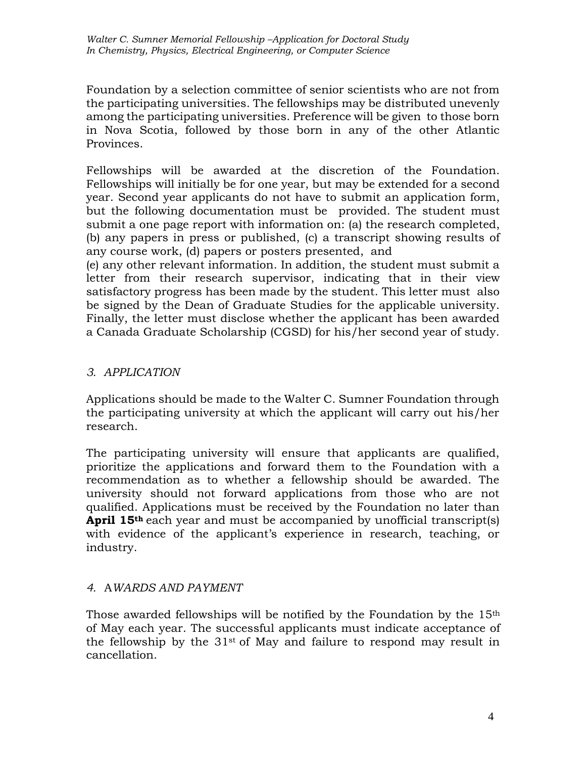Foundation by a selection committee of senior scientists who are not from the participating universities. The fellowships may be distributed unevenly among the participating universities. Preference will be given to those born in Nova Scotia, followed by those born in any of the other Atlantic Provinces.

Fellowships will be awarded at the discretion of the Foundation. Fellowships will initially be for one year, but may be extended for a second year. Second year applicants do not have to submit an application form, but the following documentation must be provided. The student must submit a one page report with information on: (a) the research completed, (b) any papers in press or published, (c) a transcript showing results of any course work, (d) papers or posters presented, and
(e) any other relevant information. In addition, the student must submit a letter from their research supervisor, indicating that in their view satisfactory progress has been made by the student. This letter must also be signed by the Dean of Graduate Studies for the applicable university. Finally, the letter must disclose whether the applicant has been awarded a Canada Graduate Scholarship (CGSD) for his/her second year of study.

## *3. APPLICATION*

Applications should be made to the Walter C. Sumner Foundation through the participating university at which the applicant will carry out his/her research.

The participating university will ensure that applicants are qualified, prioritize the applications and forward them to the Foundation with a recommendation as to whether a fellowship should be awarded. The university should not forward applications from those who are not qualified. Applications must be received by the Foundation no later than **April 15th** each year and must be accompanied by unofficial transcript(s) with evidence of the applicant's experience in research, teaching, or industry.

## *4. AWARDS AND PAYMENT*

Those awarded fellowships will be notified by the Foundation by the 15th of May each year. The successful applicants must indicate acceptance of the fellowship by the 31st of May and failure to respond may result in cancellation.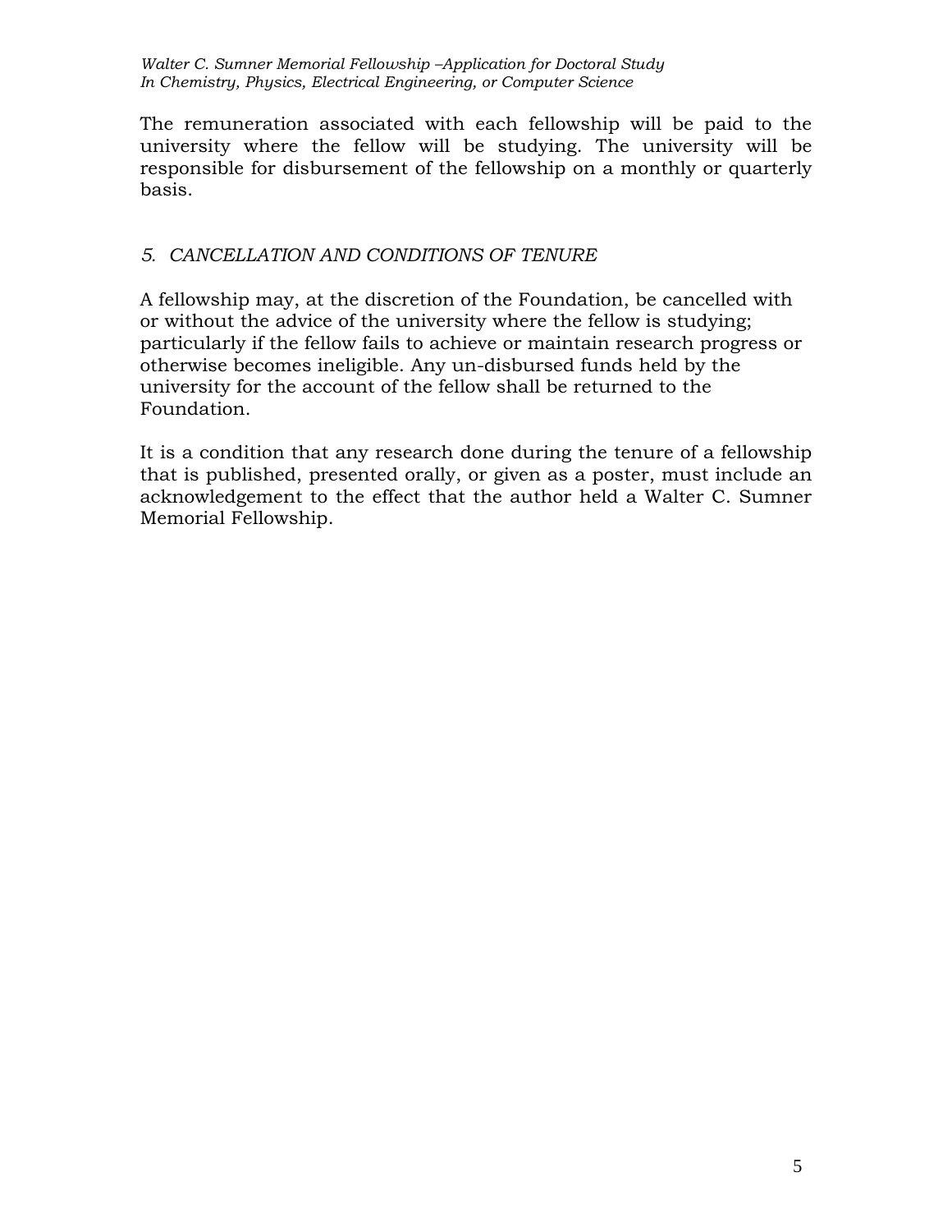The remuneration associated with each fellowship will be paid to the university where the fellow will be studying. The university will be responsible for disbursement of the fellowship on a monthly or quarterly basis.

## *5. CANCELLATION AND CONDITIONS OF TENURE*

A fellowship may, at the discretion of the Foundation, be cancelled with or without the advice of the university where the fellow is studying; particularly if the fellow fails to achieve or maintain research progress or otherwise becomes ineligible. Any un-disbursed funds held by the university for the account of the fellow shall be returned to the Foundation.

It is a condition that any research done during the tenure of a fellowship that is published, presented orally, or given as a poster, must include an acknowledgement to the effect that the author held a Walter C. Sumner Memorial Fellowship.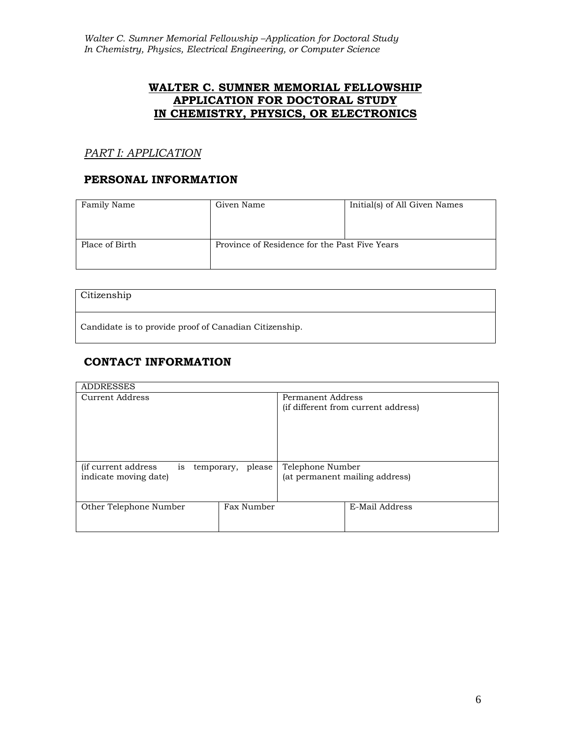**WALTER C. SUMNER MEMORIAL FELLOWSHIP**
**APPLICATION FOR DOCTORAL STUDY**
**IN CHEMISTRY, PHYSICS, OR ELECTRONICS**

*PART I: APPLICATION*

## PERSONAL INFORMATION

| Family Name | Given Name | Initial(s) of All Given Names |
|---|---|---|
| | | |
| Place of Birth | Province of Residence for the Past Five Years | |
| | | |

| Citizenship |
|---|
| Candidate is to provide proof of Canadian Citizenship. |

## CONTACT INFORMATION

| ADDRESSES | | |
|---|---|---|
| Current Address | Permanent Address (if different from current address) | |
| (if current address is temporary, please indicate moving date) | Telephone Number (at permanent mailing address) | |
| Other Telephone Number | Fax Number | E-Mail Address |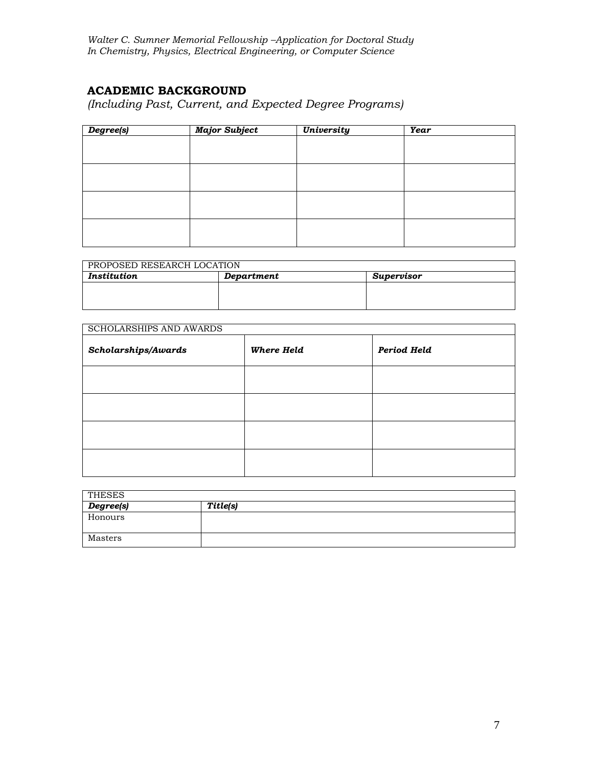## ACADEMIC BACKGROUND

*(Including Past, Current, and Expected Degree Programs)*

| ***Degree(s)*** | ***Major Subject*** | ***University*** | ***Year*** |
|---|---|---|---|
| | | | |
| | | | |
| | | | |
| | | | |

| PROPOSED RESEARCH LOCATION | | |
|---|---|---|
| ***Institution*** | ***Department*** | ***Supervisor*** |
| | | |

| SCHOLARSHIPS AND AWARDS | | |
|---|---|---|
| ***Scholarships/Awards*** | ***Where Held*** | ***Period Held*** |
| | | |
| | | |
| | | |
| | | |

| THESES | |
|---|---|
| ***Degree(s)*** | ***Title(s)*** |
| Honours | |
| Masters | |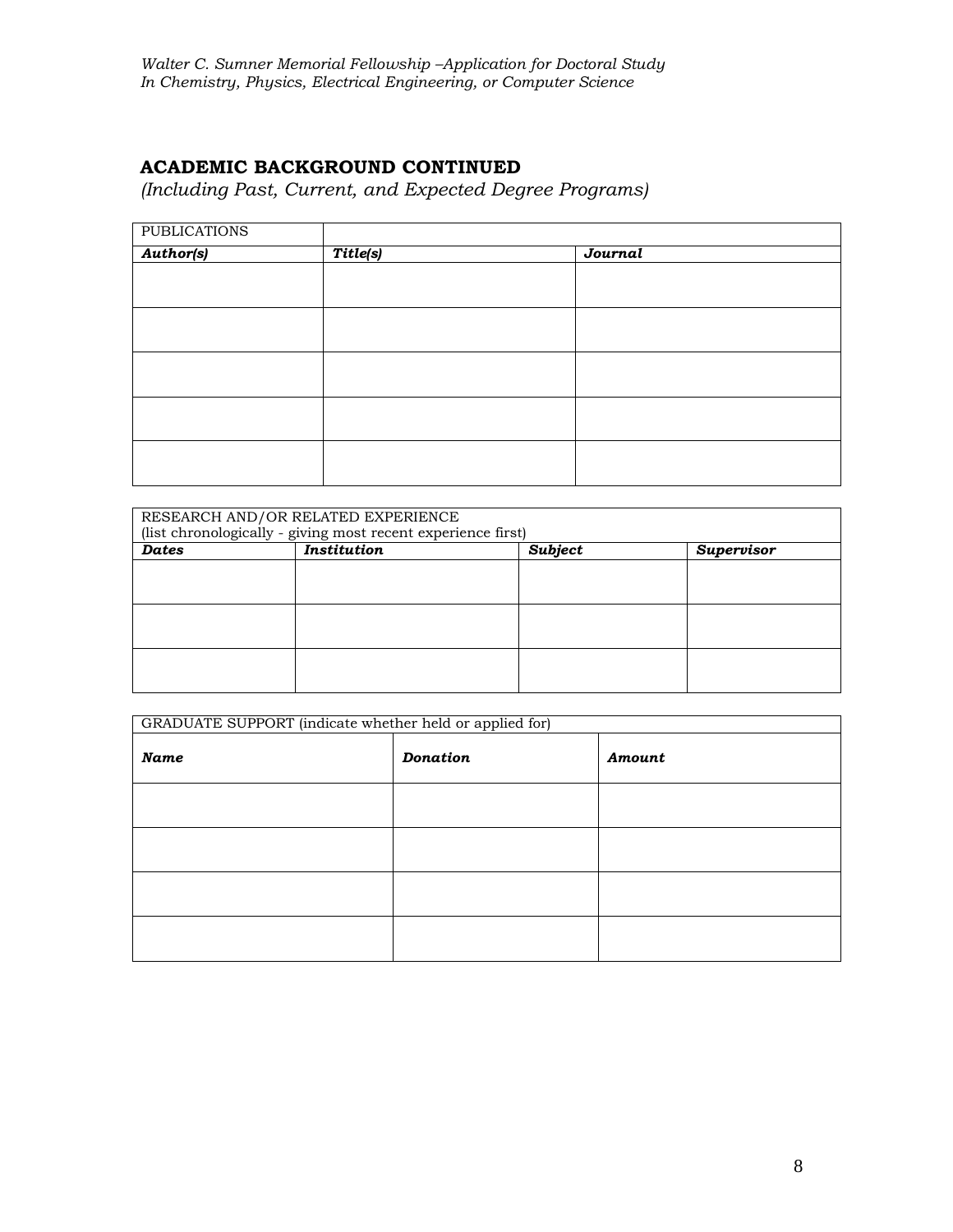## ACADEMIC BACKGROUND CONTINUED

*(Including Past, Current, and Expected Degree Programs)*

| PUBLICATIONS | | |
|---|---|---|
| ***Author(s)*** | ***Title(s)*** | ***Journal*** |
| | | |
| | | |
| | | |
| | | |
| | | |

| RESEARCH AND/OR RELATED EXPERIENCE (list chronologically - giving most recent experience first) | | | |
|---|---|---|---|
| ***Dates*** | ***Institution*** | ***Subject*** | ***Supervisor*** |
| | | | |
| | | | |
| | | | |

| GRADUATE SUPPORT (indicate whether held or applied for) | | |
|---|---|---|
| ***Name*** | ***Donation*** | ***Amount*** |
| | | |
| | | |
| | | |
| | | |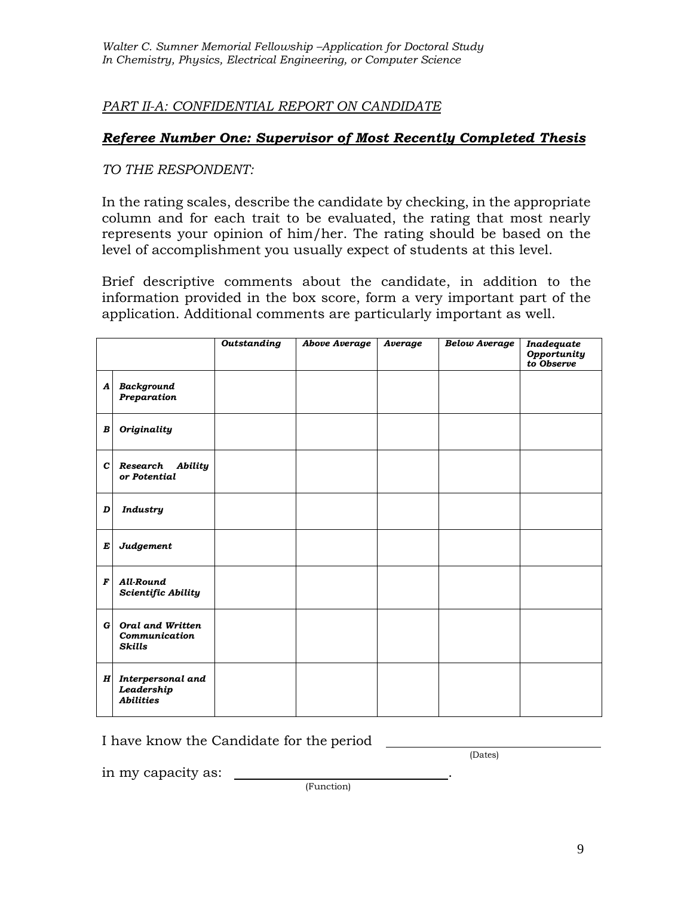## *PART II-A: CONFIDENTIAL REPORT ON CANDIDATE*

### ***Referee Number One: Supervisor of Most Recently Completed Thesis***

*TO THE RESPONDENT:*

In the rating scales, describe the candidate by checking, in the appropriate column and for each trait to be evaluated, the rating that most nearly represents your opinion of him/her. The rating should be based on the level of accomplishment you usually expect of students at this level.

Brief descriptive comments about the candidate, in addition to the information provided in the box score, form a very important part of the application. Additional comments are particularly important as well.

| | | ***Outstanding*** | ***Above Average*** | ***Average*** | ***Below Average*** | ***Inadequate Opportunity to Observe*** |
|---|---|---|---|---|---|---|
| ***A*** | ***Background Preparation*** | | | | | |
| ***B*** | ***Originality*** | | | | | |
| ***C*** | ***Research Ability or Potential*** | | | | | |
| ***D*** | ***Industry*** | | | | | |
| ***E*** | ***Judgement*** | | | | | |
| ***F*** | ***All-Round Scientific Ability*** | | | | | |
| ***G*** | ***Oral and Written Communication Skills*** | | | | | |
| ***H*** | ***Interpersonal and Leadership Abilities*** | | | | | |

I have know the Candidate for the period ______________________________
(Dates)

in my capacity as: ______________________________.
(Function)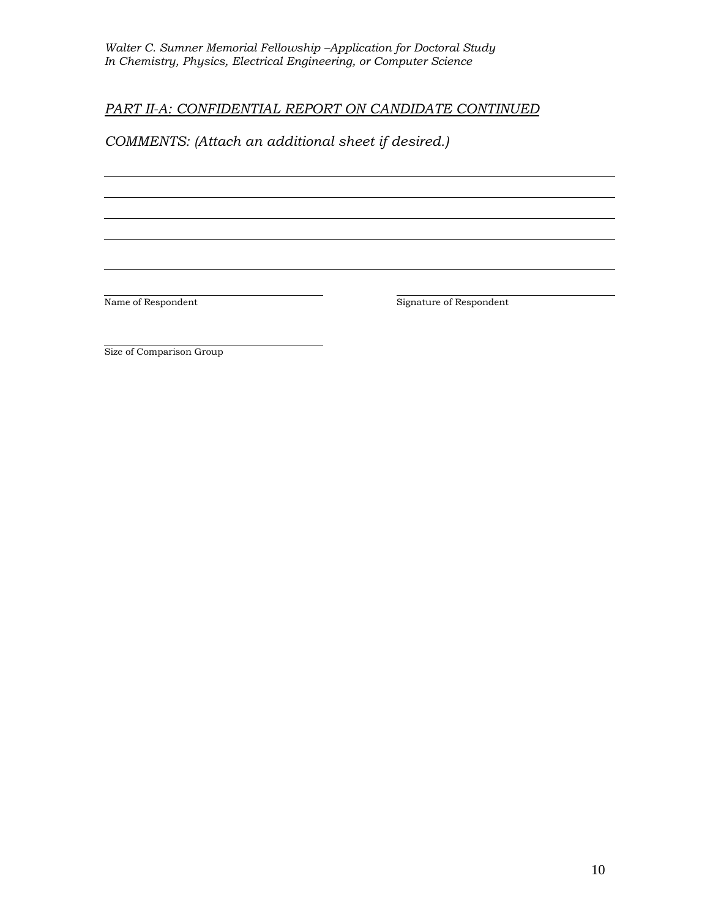*PART II-A: CONFIDENTIAL REPORT ON CANDIDATE CONTINUED*

*COMMENTS: (Attach an additional sheet if desired.)*

\_\_\_\_\_\_\_\_\_\_\_\_\_\_\_\_\_\_\_\_\_\_\_\_\_\_\_\_\_\_\_\_\_\_\_\_\_\_\_\_\_\_\_\_\_\_\_\_\_\_\_\_\_\_\_\_\_\_\_\_\_\_\_\_\_\_\_\_\_\_\_\_\_\_\_\_

\_\_\_\_\_\_\_\_\_\_\_\_\_\_\_\_\_\_\_\_\_\_\_\_\_\_\_\_\_\_\_\_\_\_\_\_\_\_\_\_\_\_\_\_\_\_\_\_\_\_\_\_\_\_\_\_\_\_\_\_\_\_\_\_\_\_\_\_\_\_\_\_\_\_\_\_

\_\_\_\_\_\_\_\_\_\_\_\_\_\_\_\_\_\_\_\_\_\_\_\_\_\_\_\_\_\_\_\_\_\_\_\_\_\_\_\_\_\_\_\_\_\_\_\_\_\_\_\_\_\_\_\_\_\_\_\_\_\_\_\_\_\_\_\_\_\_\_\_\_\_\_\_

\_\_\_\_\_\_\_\_\_\_\_\_\_\_\_\_\_\_\_\_\_\_\_\_\_\_\_\_\_\_\_\_\_\_\_\_\_\_\_\_\_\_\_\_\_\_\_\_\_\_\_\_\_\_\_\_\_\_\_\_\_\_\_\_\_\_\_\_\_\_\_\_\_\_\_\_

\_\_\_\_\_\_\_\_\_\_\_\_\_\_\_\_\_\_\_\_\_\_\_\_\_\_\_\_\_\_\_\_\_\_\_\_\_\_\_\_\_\_\_\_\_\_\_\_\_\_\_\_\_\_\_\_\_\_\_\_\_\_\_\_\_\_\_\_\_\_\_\_\_\_\_\_

\_\_\_\_\_\_\_\_\_\_\_\_\_\_\_\_\_\_\_\_\_\_\_\_\_\_\_\_\_\_\_\_\_\_ \_\_\_\_\_\_\_\_\_\_\_\_\_\_\_\_\_\_\_\_\_\_\_\_\_\_\_\_\_\_\_\_\_\_

Name of Respondent Signature of Respondent

\_\_\_\_\_\_\_\_\_\_\_\_\_\_\_\_\_\_\_\_\_\_\_\_\_\_\_\_\_\_\_\_\_\_

Size of Comparison Group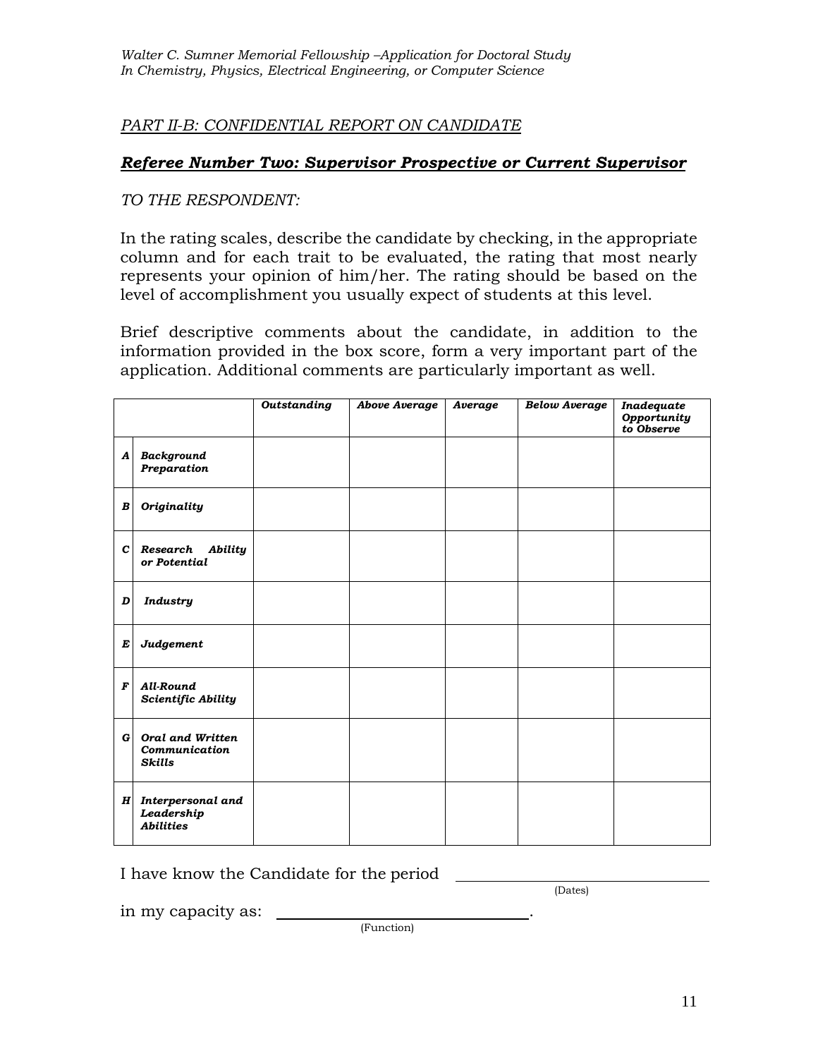## *PART II-B: CONFIDENTIAL REPORT ON CANDIDATE*

### ***Referee Number Two: Supervisor Prospective or Current Supervisor***

*TO THE RESPONDENT:*

In the rating scales, describe the candidate by checking, in the appropriate column and for each trait to be evaluated, the rating that most nearly represents your opinion of him/her. The rating should be based on the level of accomplishment you usually expect of students at this level.

Brief descriptive comments about the candidate, in addition to the information provided in the box score, form a very important part of the application. Additional comments are particularly important as well.

| | | ***Outstanding*** | ***Above Average*** | ***Average*** | ***Below Average*** | ***Inadequate Opportunity to Observe*** |
|---|---|---|---|---|---|---|
| ***A*** | ***Background Preparation*** | | | | | |
| ***B*** | ***Originality*** | | | | | |
| ***C*** | ***Research Ability or Potential*** | | | | | |
| ***D*** | ***Industry*** | | | | | |
| ***E*** | ***Judgement*** | | | | | |
| ***F*** | ***All-Round Scientific Ability*** | | | | | |
| ***G*** | ***Oral and Written Communication Skills*** | | | | | |
| ***H*** | ***Interpersonal and Leadership Abilities*** | | | | | |

I have know the Candidate for the period ______________________________
(Dates)

in my capacity as: ______________________________.
(Function)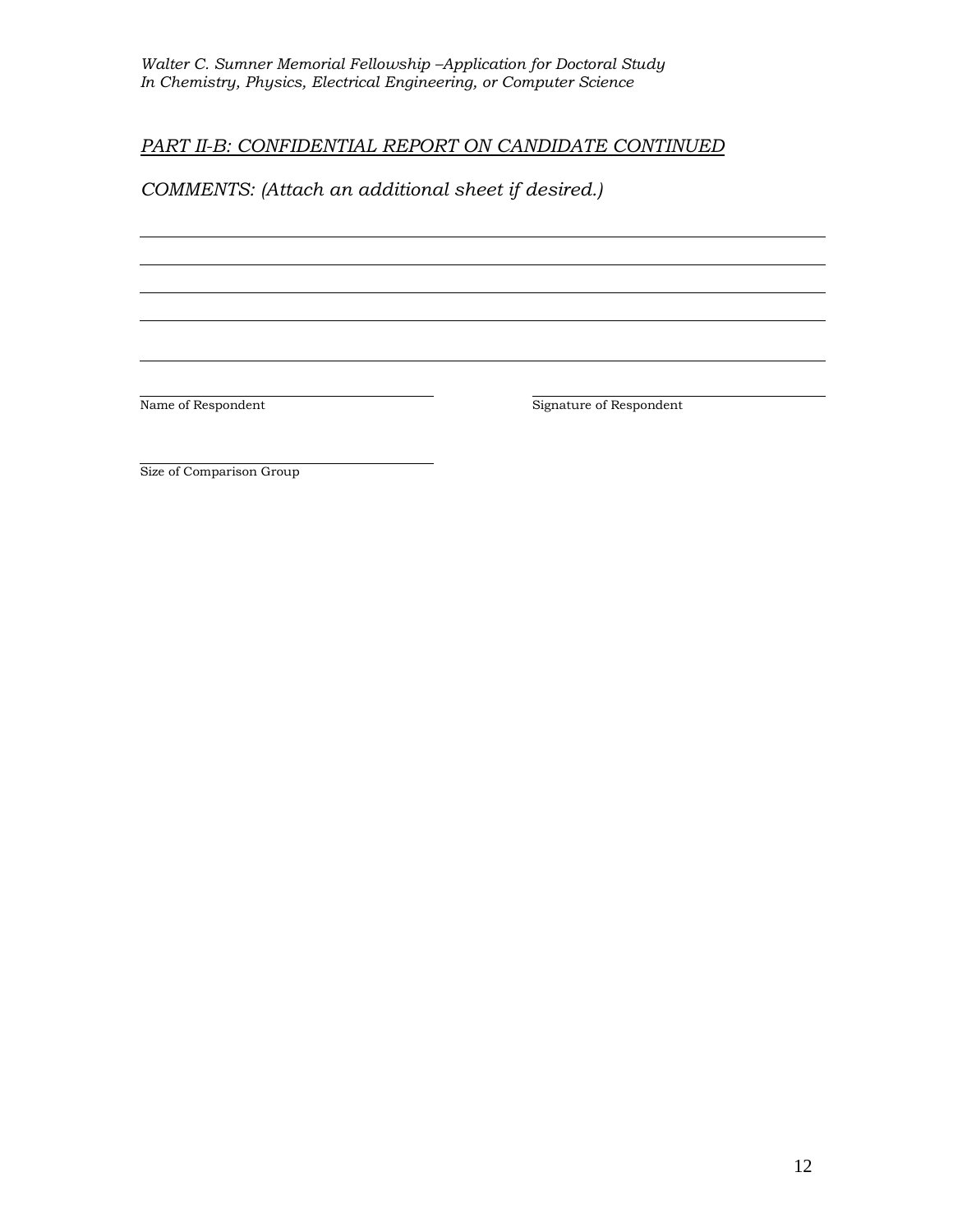## *PART II-B: CONFIDENTIAL REPORT ON CANDIDATE CONTINUED*

*COMMENTS: (Attach an additional sheet if desired.)*

\_\_\_\_\_\_\_\_\_\_\_\_\_\_\_\_\_\_\_\_\_\_\_\_\_\_\_\_\_\_\_\_\_\_\_\_\_\_\_\_\_\_\_\_\_\_\_\_\_\_\_\_\_\_\_\_\_\_\_\_

\_\_\_\_\_\_\_\_\_\_\_\_\_\_\_\_\_\_\_\_\_\_\_\_\_\_\_\_\_\_\_\_\_\_\_\_\_\_\_\_\_\_\_\_\_\_\_\_\_\_\_\_\_\_\_\_\_\_\_\_

\_\_\_\_\_\_\_\_\_\_\_\_\_\_\_\_\_\_\_\_\_\_\_\_\_\_\_\_\_\_\_\_\_\_\_\_\_\_\_\_\_\_\_\_\_\_\_\_\_\_\_\_\_\_\_\_\_\_\_\_

\_\_\_\_\_\_\_\_\_\_\_\_\_\_\_\_\_\_\_\_\_\_\_\_\_\_\_\_\_\_\_\_\_\_\_\_\_\_\_\_\_\_\_\_\_\_\_\_\_\_\_\_\_\_\_\_\_\_\_\_

\_\_\_\_\_\_\_\_\_\_\_\_\_\_\_\_\_\_\_\_\_\_\_\_\_\_\_\_\_\_\_\_\_\_\_\_\_\_\_\_\_\_\_\_\_\_\_\_\_\_\_\_\_\_\_\_\_\_\_\_

\_\_\_\_\_\_\_\_\_\_\_\_\_\_\_\_\_\_\_\_\_\_\_\_\_\_\_\_ \_\_\_\_\_\_\_\_\_\_\_\_\_\_\_\_\_\_\_\_\_\_\_\_\_\_\_\_

Name of Respondent Signature of Respondent

\_\_\_\_\_\_\_\_\_\_\_\_\_\_\_\_\_\_\_\_\_\_\_\_\_\_\_\_

Size of Comparison Group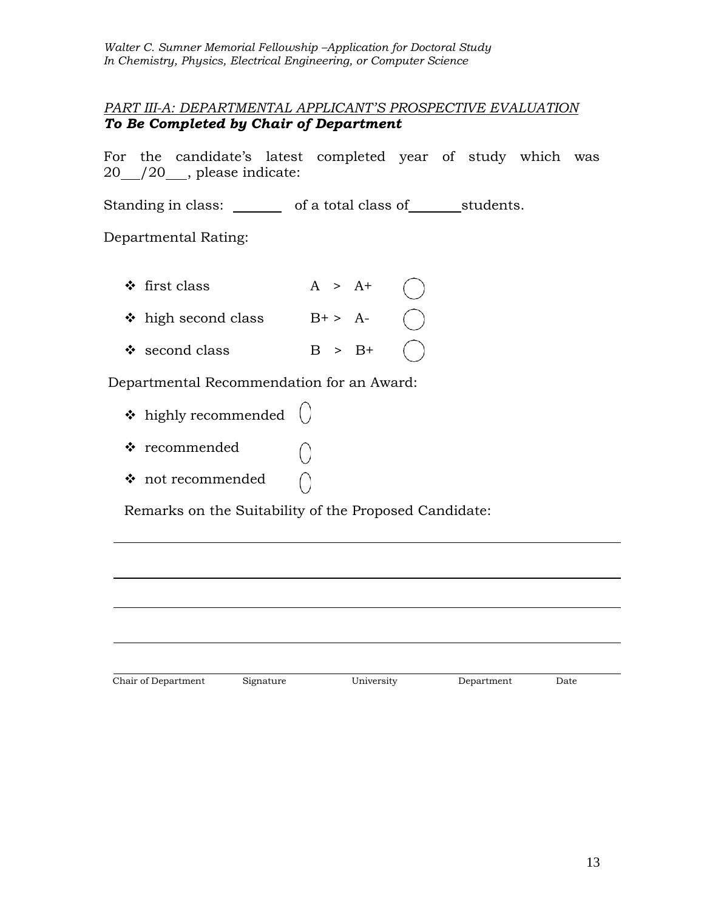## *PART III-A: DEPARTMENTAL APPLICANT'S PROSPECTIVE EVALUATION*

***To Be Completed by Chair of Department***

For the candidate's latest completed year of study which was 20\_\_/20\_\_, please indicate:

Standing in class: \_\_\_\_\_\_\_ of a total class of \_\_\_\_\_\_\_ students.

Departmental Rating:

- first class A > A+ ◯
- high second class B+ > A- ◯
- second class B > B+ ◯

Departmental Recommendation for an Award:

- highly recommended ◯
- recommended ◯
- not recommended ◯

Remarks on the Suitability of the Proposed Candidate:

\_\_\_\_\_\_\_\_\_\_\_\_\_\_\_\_\_\_\_\_\_\_\_\_\_\_\_\_\_\_\_\_\_\_\_\_\_\_\_\_\_\_\_\_\_\_\_\_\_\_\_\_\_\_\_\_\_\_\_\_\_\_\_\_\_\_\_\_\_\_

\_\_\_\_\_\_\_\_\_\_\_\_\_\_\_\_\_\_\_\_\_\_\_\_\_\_\_\_\_\_\_\_\_\_\_\_\_\_\_\_\_\_\_\_\_\_\_\_\_\_\_\_\_\_\_\_\_\_\_\_\_\_\_\_\_\_\_\_\_\_

\_\_\_\_\_\_\_\_\_\_\_\_\_\_\_\_\_\_\_\_\_\_\_\_\_\_\_\_\_\_\_\_\_\_\_\_\_\_\_\_\_\_\_\_\_\_\_\_\_\_\_\_\_\_\_\_\_\_\_\_\_\_\_\_\_\_\_\_\_\_

\_\_\_\_\_\_\_\_\_\_\_\_\_\_\_\_\_\_\_\_\_\_\_\_\_\_\_\_\_\_\_\_\_\_\_\_\_\_\_\_\_\_\_\_\_\_\_\_\_\_\_\_\_\_\_\_\_\_\_\_\_\_\_\_\_\_\_\_\_\_

\_\_\_\_\_\_\_\_\_\_\_\_\_\_\_\_\_\_\_\_\_\_\_\_\_\_\_\_\_\_\_\_\_\_\_\_\_\_\_\_\_\_\_\_\_\_\_\_\_\_\_\_\_\_\_\_\_\_\_\_\_\_\_\_\_\_\_\_\_\_

Chair of Department    Signature    University    Department    Date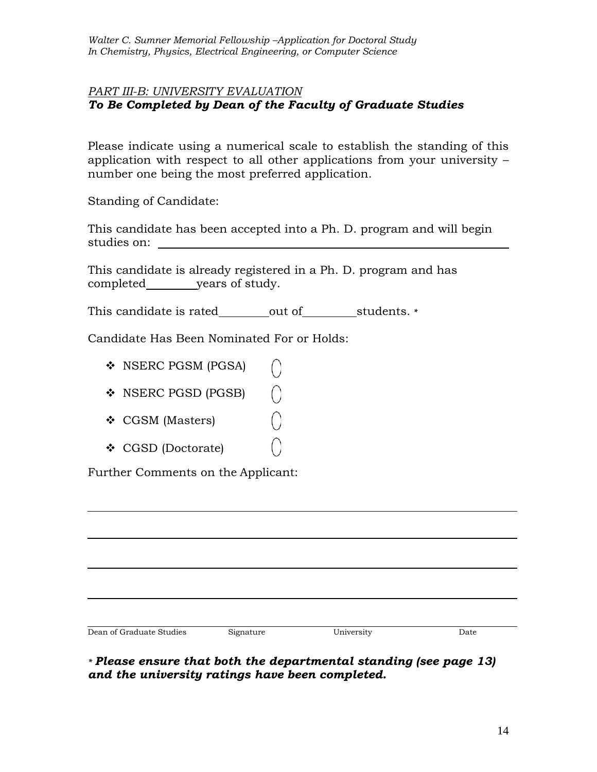## *PART III-B: UNIVERSITY EVALUATION*

***To Be Completed by Dean of the Faculty of Graduate Studies***

Please indicate using a numerical scale to establish the standing of this application with respect to all other applications from your university – number one being the most preferred application.

Standing of Candidate:

This candidate has been accepted into a Ph. D. program and will begin studies on: ______________________________________________

This candidate is already registered in a Ph. D. program and has completed________years of study.

This candidate is rated________out of_________students. *

Candidate Has Been Nominated For or Holds:

- NSERC PGSM (PGSA) ( )
- NSERC PGSD (PGSB) ( )
- CGSM (Masters) ( )
- CGSD (Doctorate) ( )

Further Comments on the Applicant:

______________________________________________________________

______________________________________________________________

______________________________________________________________

______________________________________________________________

______________________________________________________________

Dean of Graduate Studies Signature University Date

* ***Please ensure that both the departmental standing (see page 13) and the university ratings have been completed.***